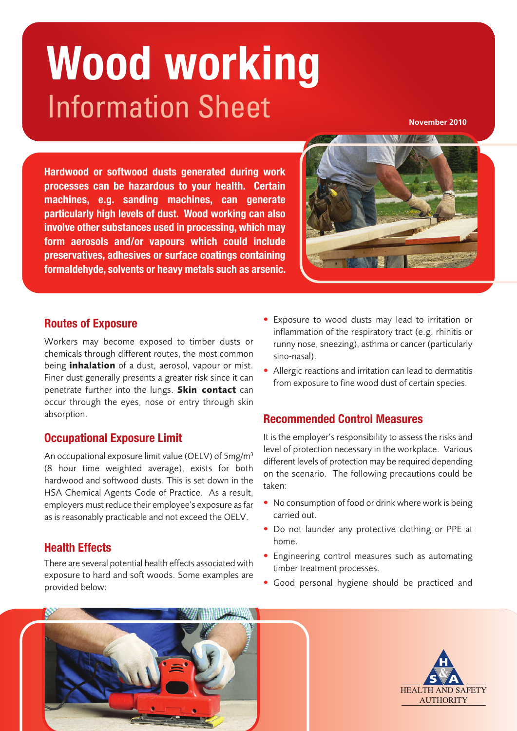# Wood working
## Information Sheet

November 2010

**Hardwood or softwood dusts generated during work processes can be hazardous to your health. Certain machines, e.g. sanding machines, can generate particularly high levels of dust. Wood working can also involve other substances used in processing, which may form aerosols and/or vapours which could include preservatives, adhesives or surface coatings containing formaldehyde, solvents or heavy metals such as arsenic.**

### Routes of Exposure

Workers may become exposed to timber dusts or chemicals through different routes, the most common being **inhalation** of a dust, aerosol, vapour or mist. Finer dust generally presents a greater risk since it can penetrate further into the lungs. **Skin contact** can occur through the eyes, nose or entry through skin absorption.

### Occupational Exposure Limit

An occupational exposure limit value (OELV) of 5mg/$m^3$ (8 hour time weighted average), exists for both hardwood and softwood dusts. This is set down in the HSA Chemical Agents Code of Practice. As a result, employers must reduce their employee's exposure as far as is reasonably practicable and not exceed the OELV.

### Health Effects

There are several potential health effects associated with exposure to hard and soft woods. Some examples are provided below:

- Exposure to wood dusts may lead to irritation or inflammation of the respiratory tract (e.g. rhinitis or runny nose, sneezing), asthma or cancer (particularly sino-nasal).
- Allergic reactions and irritation can lead to dermatitis from exposure to fine wood dust of certain species.

### Recommended Control Measures

It is the employer's responsibility to assess the risks and level of protection necessary in the workplace. Various different levels of protection may be required depending on the scenario. The following precautions could be taken:

- No consumption of food or drink where work is being carried out.
- Do not launder any protective clothing or PPE at home.
- Engineering control measures such as automating timber treatment processes.
- Good personal hygiene should be practiced and

HEALTH AND SAFETY AUTHORITY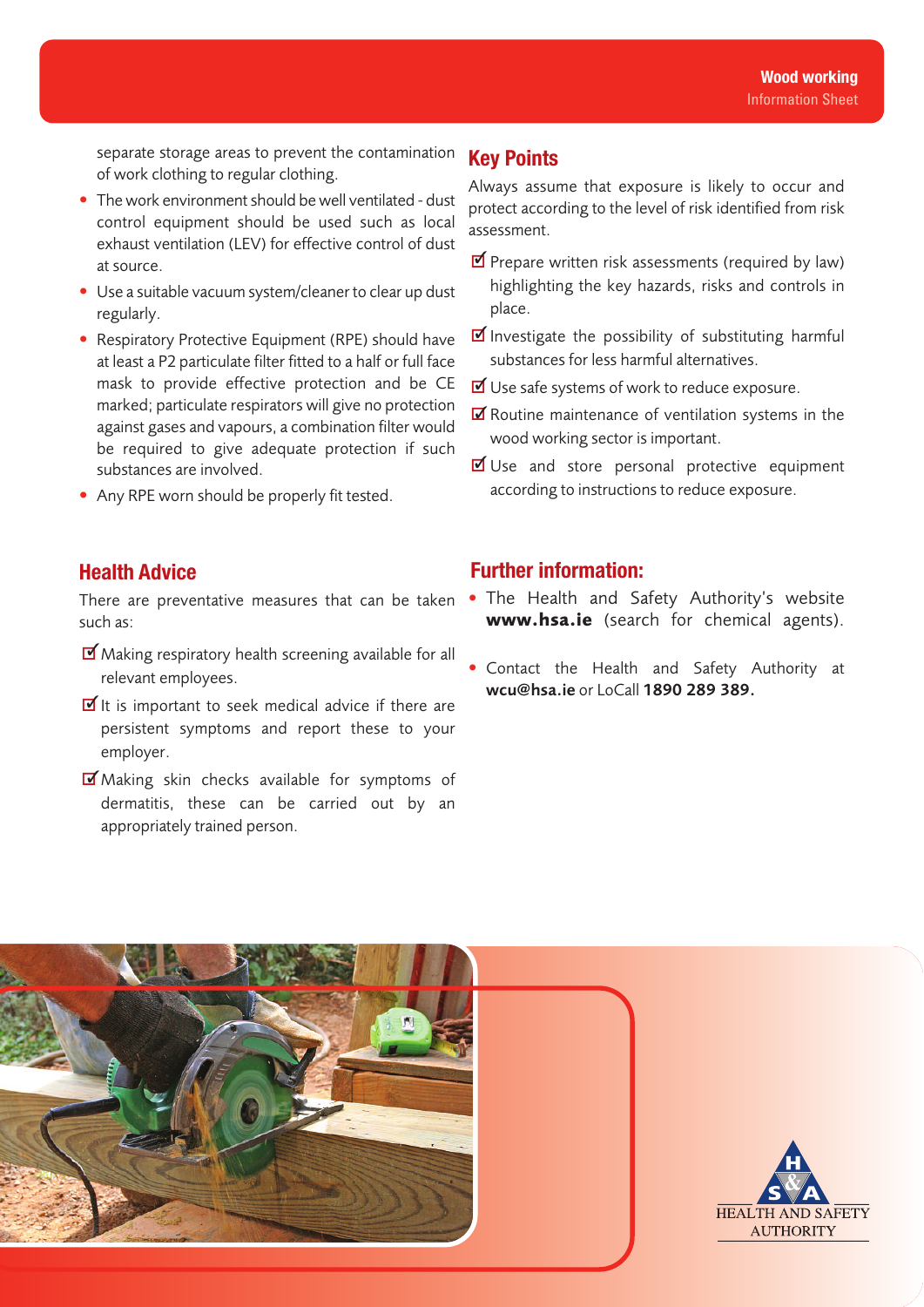separate storage areas to prevent the contamination of work clothing to regular clothing.

- The work environment should be well ventilated - dust control equipment should be used such as local exhaust ventilation (LEV) for effective control of dust at source.
- Use a suitable vacuum system/cleaner to clear up dust regularly.
- Respiratory Protective Equipment (RPE) should have at least a P2 particulate filter fitted to a half or full face mask to provide effective protection and be CE marked; particulate respirators will give no protection against gases and vapours, a combination filter would be required to give adequate protection if such substances are involved.
- Any RPE worn should be properly fit tested.

## Health Advice

There are preventative measures that can be taken such as:

- ☑ Making respiratory health screening available for all relevant employees.
- ☑ It is important to seek medical advice if there are persistent symptoms and report these to your employer.
- ☑ Making skin checks available for symptoms of dermatitis, these can be carried out by an appropriately trained person.

## Key Points

Always assume that exposure is likely to occur and protect according to the level of risk identified from risk assessment.

- ☑ Prepare written risk assessments (required by law) highlighting the key hazards, risks and controls in place.
- ☑ Investigate the possibility of substituting harmful substances for less harmful alternatives.
- ☑ Use safe systems of work to reduce exposure.
- ☑ Routine maintenance of ventilation systems in the wood working sector is important.
- ☑ Use and store personal protective equipment according to instructions to reduce exposure.

## Further information:

- The Health and Safety Authority's website **www.hsa.ie** (search for chemical agents).
- Contact the Health and Safety Authority at **wcu@hsa.ie** or LoCall **1890 289 389.**

HEALTH AND SAFETY AUTHORITY